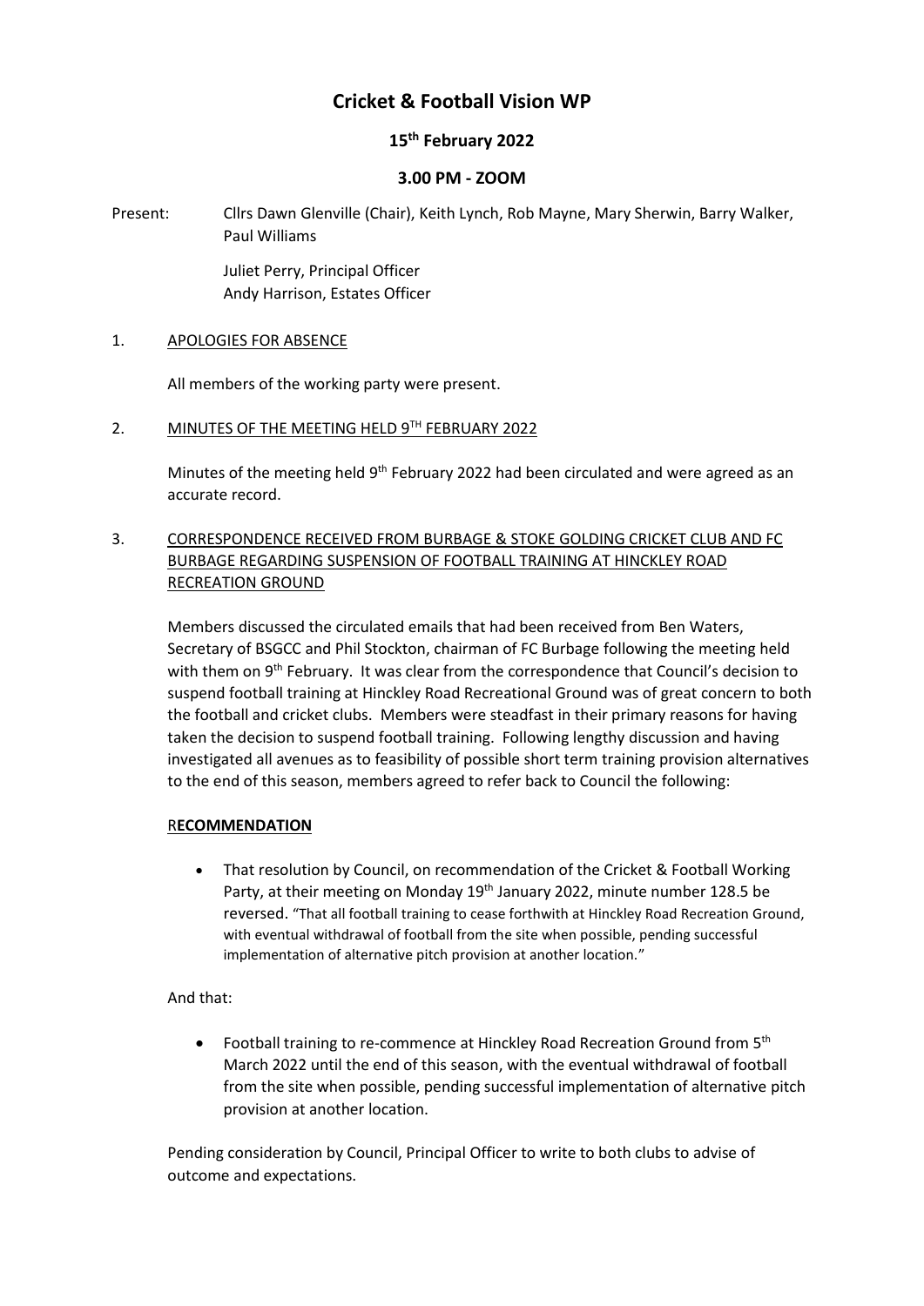# Cricket & Football Vision WP

## 15th February 2022

## 3.00 PM - ZOOM

Present: Cllrs Dawn Glenville (Chair), Keith Lynch, Rob Mayne, Mary Sherwin, Barry Walker, Paul Williams

Juliet Perry, Principal Officer
Andy Harrison, Estates Officer

1. APOLOGIES FOR ABSENCE

All members of the working party were present.

2. MINUTES OF THE MEETING HELD 9TH FEBRUARY 2022

Minutes of the meeting held 9th February 2022 had been circulated and were agreed as an accurate record.

3. CORRESPONDENCE RECEIVED FROM BURBAGE & STOKE GOLDING CRICKET CLUB AND FC BURBAGE REGARDING SUSPENSION OF FOOTBALL TRAINING AT HINCKLEY ROAD RECREATION GROUND

Members discussed the circulated emails that had been received from Ben Waters, Secretary of BSGCC and Phil Stockton, chairman of FC Burbage following the meeting held with them on 9th February. It was clear from the correspondence that Council's decision to suspend football training at Hinckley Road Recreational Ground was of great concern to both the football and cricket clubs. Members were steadfast in their primary reasons for having taken the decision to suspend football training. Following lengthy discussion and having investigated all avenues as to feasibility of possible short term training provision alternatives to the end of this season, members agreed to refer back to Council the following:

**RECOMMENDATION**

- That resolution by Council, on recommendation of the Cricket & Football Working Party, at their meeting on Monday 19th January 2022, minute number 128.5 be reversed. "That all football training to cease forthwith at Hinckley Road Recreation Ground, with eventual withdrawal of football from the site when possible, pending successful implementation of alternative pitch provision at another location."

And that:

- Football training to re-commence at Hinckley Road Recreation Ground from 5th March 2022 until the end of this season, with the eventual withdrawal of football from the site when possible, pending successful implementation of alternative pitch provision at another location.

Pending consideration by Council, Principal Officer to write to both clubs to advise of outcome and expectations.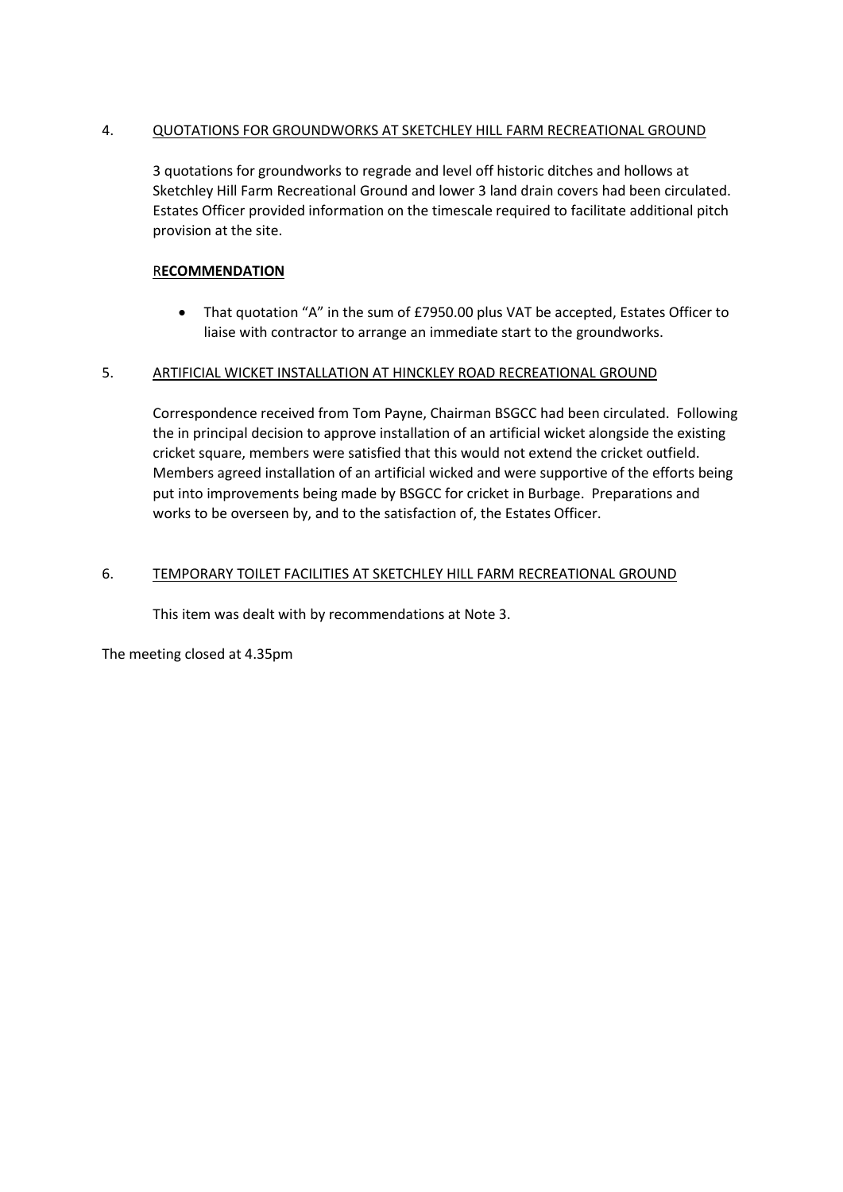4. QUOTATIONS FOR GROUNDWORKS AT SKETCHLEY HILL FARM RECREATIONAL GROUND

3 quotations for groundworks to regrade and level off historic ditches and hollows at Sketchley Hill Farm Recreational Ground and lower 3 land drain covers had been circulated. Estates Officer provided information on the timescale required to facilitate additional pitch provision at the site.

R**ECOMMENDATION**

- That quotation "A" in the sum of £7950.00 plus VAT be accepted, Estates Officer to liaise with contractor to arrange an immediate start to the groundworks.

5. ARTIFICIAL WICKET INSTALLATION AT HINCKLEY ROAD RECREATIONAL GROUND

Correspondence received from Tom Payne, Chairman BSGCC had been circulated. Following the in principal decision to approve installation of an artificial wicket alongside the existing cricket square, members were satisfied that this would not extend the cricket outfield. Members agreed installation of an artificial wicked and were supportive of the efforts being put into improvements being made by BSGCC for cricket in Burbage. Preparations and works to be overseen by, and to the satisfaction of, the Estates Officer.

6. TEMPORARY TOILET FACILITIES AT SKETCHLEY HILL FARM RECREATIONAL GROUND

This item was dealt with by recommendations at Note 3.

The meeting closed at 4.35pm